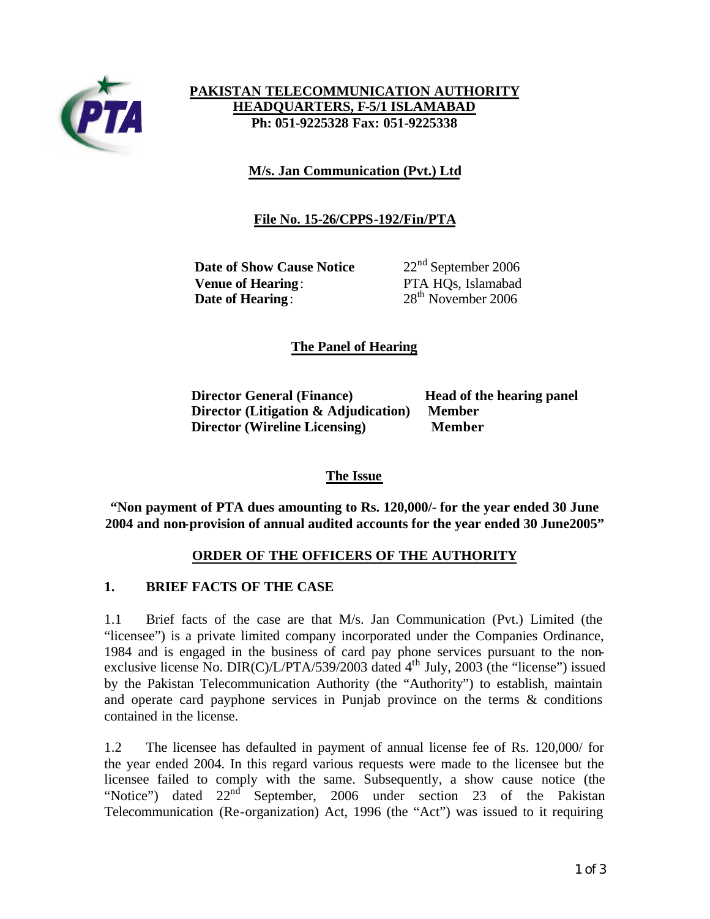**PAKISTAN TELECOMMUNICATION AUTHORITY**
**HEADQUARTERS, F-5/1 ISLAMABAD**
**Ph: 051-9225328 Fax: 051-9225338**

**M/s. Jan Communication (Pvt.) Ltd**

**File No. 15-26/CPPS-192/Fin/PTA**

| | |
|---|---|
| **Date of Show Cause Notice** | 22nd September 2006 |
| **Venue of Hearing**: | PTA HQs, Islamabad |
| **Date of Hearing**: | 28th November 2006 |

## The Panel of Hearing

| | |
|---|---|
| **Director General (Finance)** | **Head of the hearing panel** |
| **Director (Litigation & Adjudication)** | **Member** |
| **Director (Wireline Licensing)** | **Member** |

## The Issue

**"Non payment of PTA dues amounting to Rs. 120,000/- for the year ended 30 June 2004 and non-provision of annual audited accounts for the year ended 30 June2005"**

## ORDER OF THE OFFICERS OF THE AUTHORITY

### 1. BRIEF FACTS OF THE CASE

1.1 Brief facts of the case are that M/s. Jan Communication (Pvt.) Limited (the "licensee") is a private limited company incorporated under the Companies Ordinance, 1984 and is engaged in the business of card pay phone services pursuant to the non-exclusive license No. DIR(C)/L/PTA/539/2003 dated 4th July, 2003 (the "license") issued by the Pakistan Telecommunication Authority (the "Authority") to establish, maintain and operate card payphone services in Punjab province on the terms & conditions contained in the license.

1.2 The licensee has defaulted in payment of annual license fee of Rs. 120,000/ for the year ended 2004. In this regard various requests were made to the licensee but the licensee failed to comply with the same. Subsequently, a show cause notice (the "Notice") dated 22nd September, 2006 under section 23 of the Pakistan Telecommunication (Re-organization) Act, 1996 (the "Act") was issued to it requiring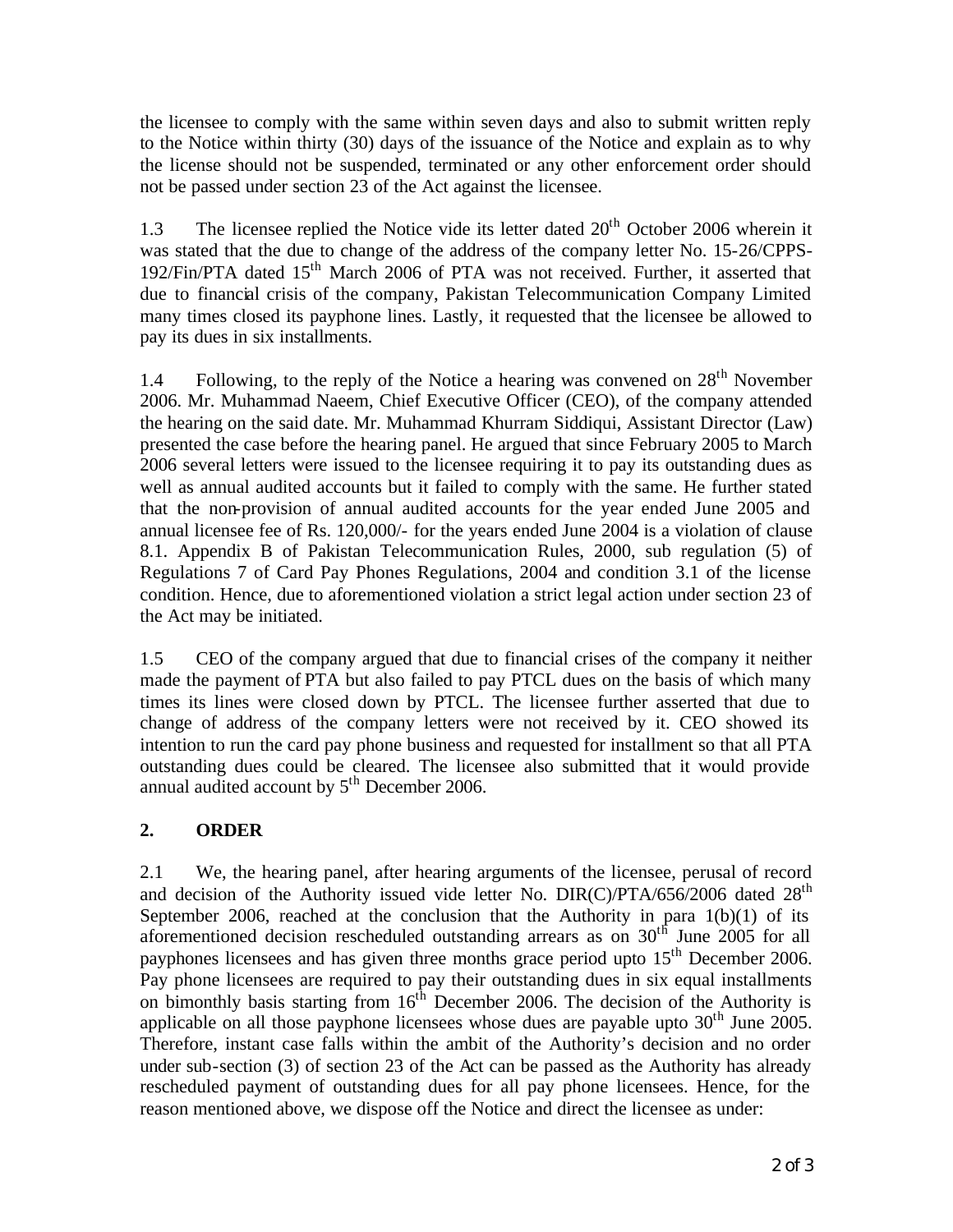the licensee to comply with the same within seven days and also to submit written reply to the Notice within thirty (30) days of the issuance of the Notice and explain as to why the license should not be suspended, terminated or any other enforcement order should not be passed under section 23 of the Act against the licensee.

1.3 The licensee replied the Notice vide its letter dated 20th October 2006 wherein it was stated that the due to change of the address of the company letter No. 15-26/CPPS-192/Fin/PTA dated 15th March 2006 of PTA was not received. Further, it asserted that due to financial crisis of the company, Pakistan Telecommunication Company Limited many times closed its payphone lines. Lastly, it requested that the licensee be allowed to pay its dues in six installments.

1.4 Following, to the reply of the Notice a hearing was convened on 28th November 2006. Mr. Muhammad Naeem, Chief Executive Officer (CEO), of the company attended the hearing on the said date. Mr. Muhammad Khurram Siddiqui, Assistant Director (Law) presented the case before the hearing panel. He argued that since February 2005 to March 2006 several letters were issued to the licensee requiring it to pay its outstanding dues as well as annual audited accounts but it failed to comply with the same. He further stated that the non-provision of annual audited accounts for the year ended June 2005 and annual licensee fee of Rs. 120,000/- for the years ended June 2004 is a violation of clause 8.1. Appendix B of Pakistan Telecommunication Rules, 2000, sub regulation (5) of Regulations 7 of Card Pay Phones Regulations, 2004 and condition 3.1 of the license condition. Hence, due to aforementioned violation a strict legal action under section 23 of the Act may be initiated.

1.5 CEO of the company argued that due to financial crises of the company it neither made the payment of PTA but also failed to pay PTCL dues on the basis of which many times its lines were closed down by PTCL. The licensee further asserted that due to change of address of the company letters were not received by it. CEO showed its intention to run the card pay phone business and requested for installment so that all PTA outstanding dues could be cleared. The licensee also submitted that it would provide annual audited account by 5th December 2006.

## 2. ORDER

2.1 We, the hearing panel, after hearing arguments of the licensee, perusal of record and decision of the Authority issued vide letter No. DIR(C)/PTA/656/2006 dated 28th September 2006, reached at the conclusion that the Authority in para 1(b)(1) of its aforementioned decision rescheduled outstanding arrears as on 30th June 2005 for all payphones licensees and has given three months grace period upto 15th December 2006. Pay phone licensees are required to pay their outstanding dues in six equal installments on bimonthly basis starting from 16th December 2006. The decision of the Authority is applicable on all those payphone licensees whose dues are payable upto 30th June 2005. Therefore, instant case falls within the ambit of the Authority's decision and no order under sub-section (3) of section 23 of the Act can be passed as the Authority has already rescheduled payment of outstanding dues for all pay phone licensees. Hence, for the reason mentioned above, we dispose off the Notice and direct the licensee as under: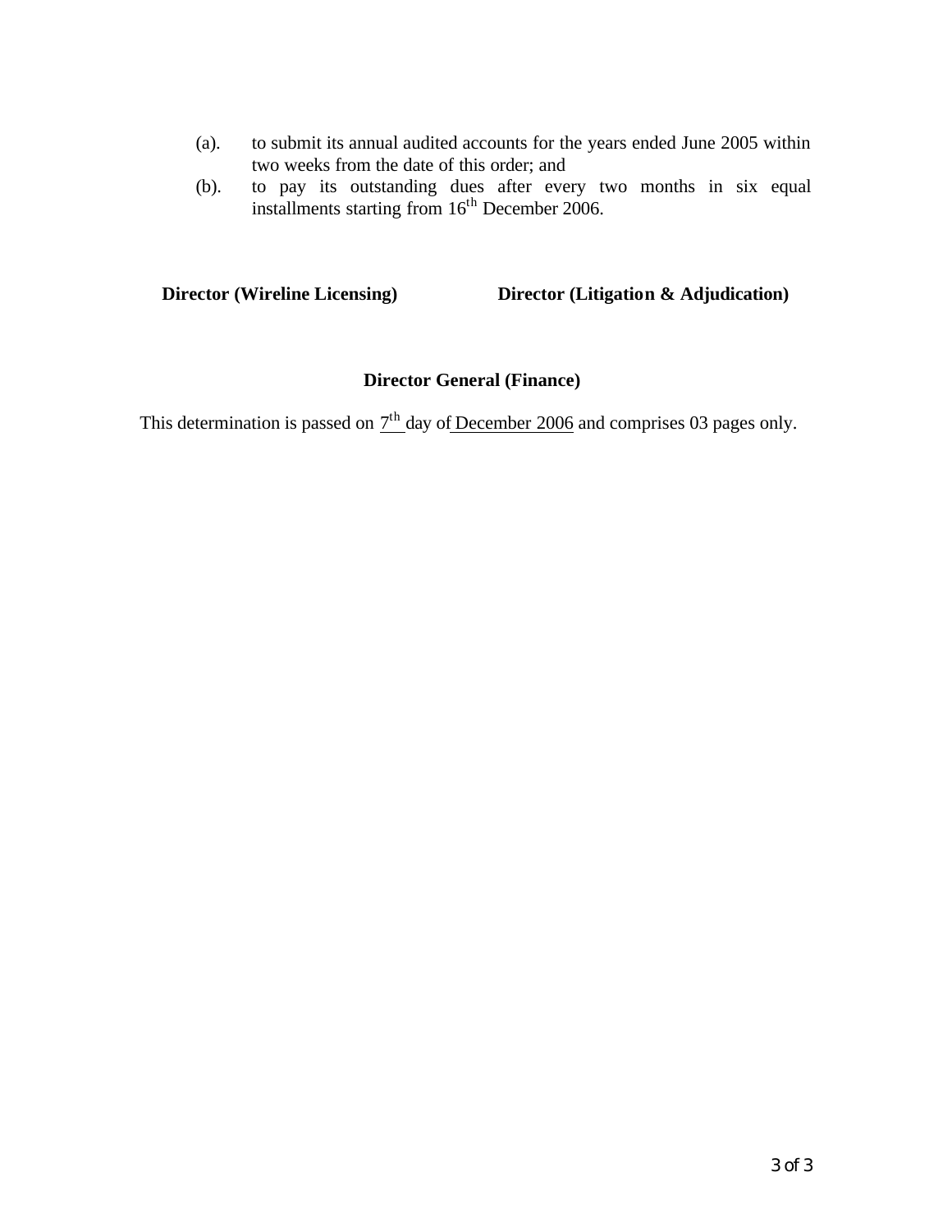(a). to submit its annual audited accounts for the years ended June 2005 within two weeks from the date of this order; and

(b). to pay its outstanding dues after every two months in six equal installments starting from 16th December 2006.

**Director (Wireline Licensing)** **Director (Litigation & Adjudication)**

**Director General (Finance)**

This determination is passed on 7th day of December 2006 and comprises 03 pages only.